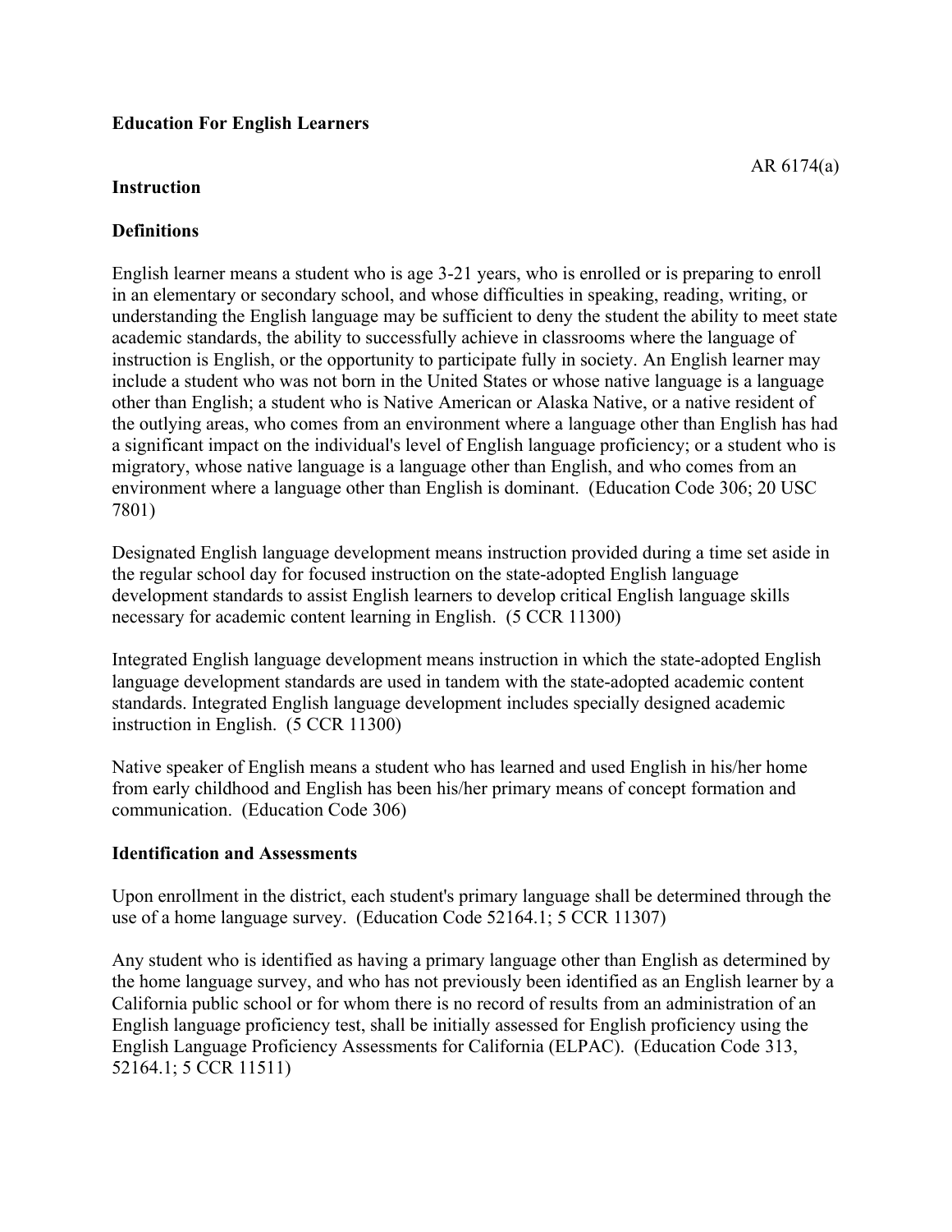**Education For English Learners**

AR 6174(a)

**Instruction**

**Definitions**

English learner means a student who is age 3-21 years, who is enrolled or is preparing to enroll in an elementary or secondary school, and whose difficulties in speaking, reading, writing, or understanding the English language may be sufficient to deny the student the ability to meet state academic standards, the ability to successfully achieve in classrooms where the language of instruction is English, or the opportunity to participate fully in society. An English learner may include a student who was not born in the United States or whose native language is a language other than English; a student who is Native American or Alaska Native, or a native resident of the outlying areas, who comes from an environment where a language other than English has had a significant impact on the individual's level of English language proficiency; or a student who is migratory, whose native language is a language other than English, and who comes from an environment where a language other than English is dominant. (Education Code 306; 20 USC 7801)

Designated English language development means instruction provided during a time set aside in the regular school day for focused instruction on the state-adopted English language development standards to assist English learners to develop critical English language skills necessary for academic content learning in English. (5 CCR 11300)

Integrated English language development means instruction in which the state-adopted English language development standards are used in tandem with the state-adopted academic content standards. Integrated English language development includes specially designed academic instruction in English. (5 CCR 11300)

Native speaker of English means a student who has learned and used English in his/her home from early childhood and English has been his/her primary means of concept formation and communication. (Education Code 306)

**Identification and Assessments**

Upon enrollment in the district, each student's primary language shall be determined through the use of a home language survey. (Education Code 52164.1; 5 CCR 11307)

Any student who is identified as having a primary language other than English as determined by the home language survey, and who has not previously been identified as an English learner by a California public school or for whom there is no record of results from an administration of an English language proficiency test, shall be initially assessed for English proficiency using the English Language Proficiency Assessments for California (ELPAC). (Education Code 313, 52164.1; 5 CCR 11511)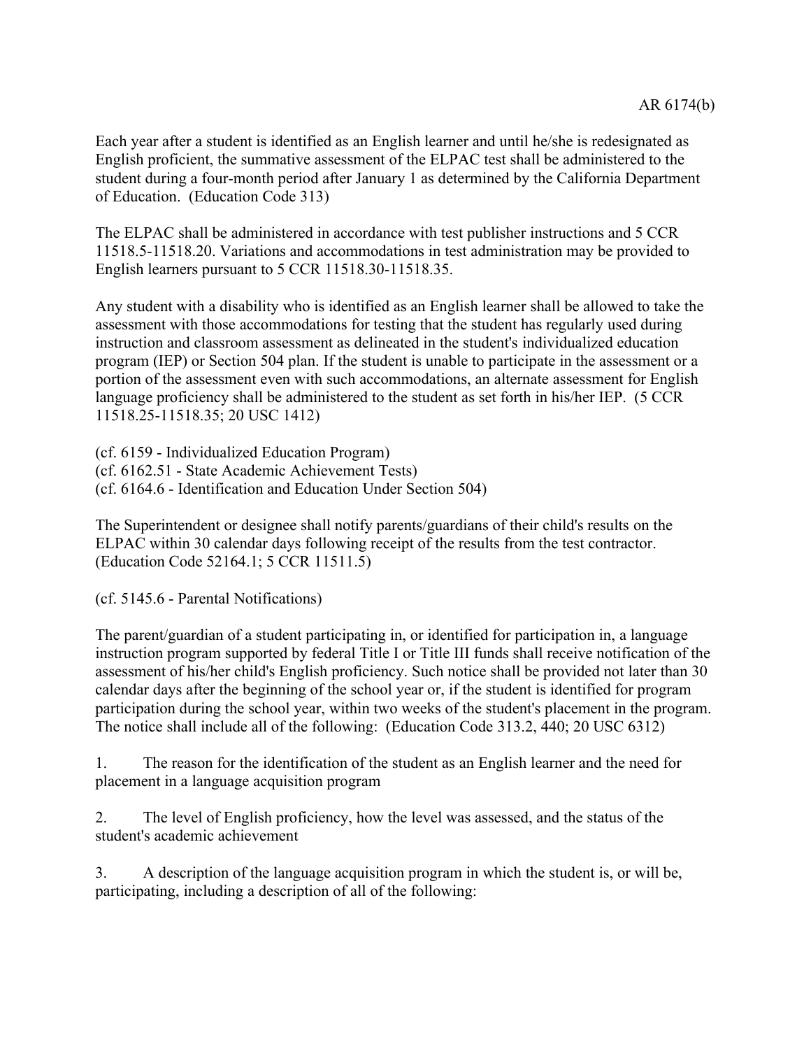Each year after a student is identified as an English learner and until he/she is redesignated as English proficient, the summative assessment of the ELPAC test shall be administered to the student during a four-month period after January 1 as determined by the California Department of Education. (Education Code 313)

The ELPAC shall be administered in accordance with test publisher instructions and 5 CCR 11518.5-11518.20. Variations and accommodations in test administration may be provided to English learners pursuant to 5 CCR 11518.30-11518.35.

Any student with a disability who is identified as an English learner shall be allowed to take the assessment with those accommodations for testing that the student has regularly used during instruction and classroom assessment as delineated in the student's individualized education program (IEP) or Section 504 plan. If the student is unable to participate in the assessment or a portion of the assessment even with such accommodations, an alternate assessment for English language proficiency shall be administered to the student as set forth in his/her IEP. (5 CCR 11518.25-11518.35; 20 USC 1412)

(cf. 6159 - Individualized Education Program)
(cf. 6162.51 - State Academic Achievement Tests)
(cf. 6164.6 - Identification and Education Under Section 504)

The Superintendent or designee shall notify parents/guardians of their child's results on the ELPAC within 30 calendar days following receipt of the results from the test contractor. (Education Code 52164.1; 5 CCR 11511.5)

(cf. 5145.6 - Parental Notifications)

The parent/guardian of a student participating in, or identified for participation in, a language instruction program supported by federal Title I or Title III funds shall receive notification of the assessment of his/her child's English proficiency. Such notice shall be provided not later than 30 calendar days after the beginning of the school year or, if the student is identified for program participation during the school year, within two weeks of the student's placement in the program. The notice shall include all of the following: (Education Code 313.2, 440; 20 USC 6312)

1. The reason for the identification of the student as an English learner and the need for placement in a language acquisition program

2. The level of English proficiency, how the level was assessed, and the status of the student's academic achievement

3. A description of the language acquisition program in which the student is, or will be, participating, including a description of all of the following: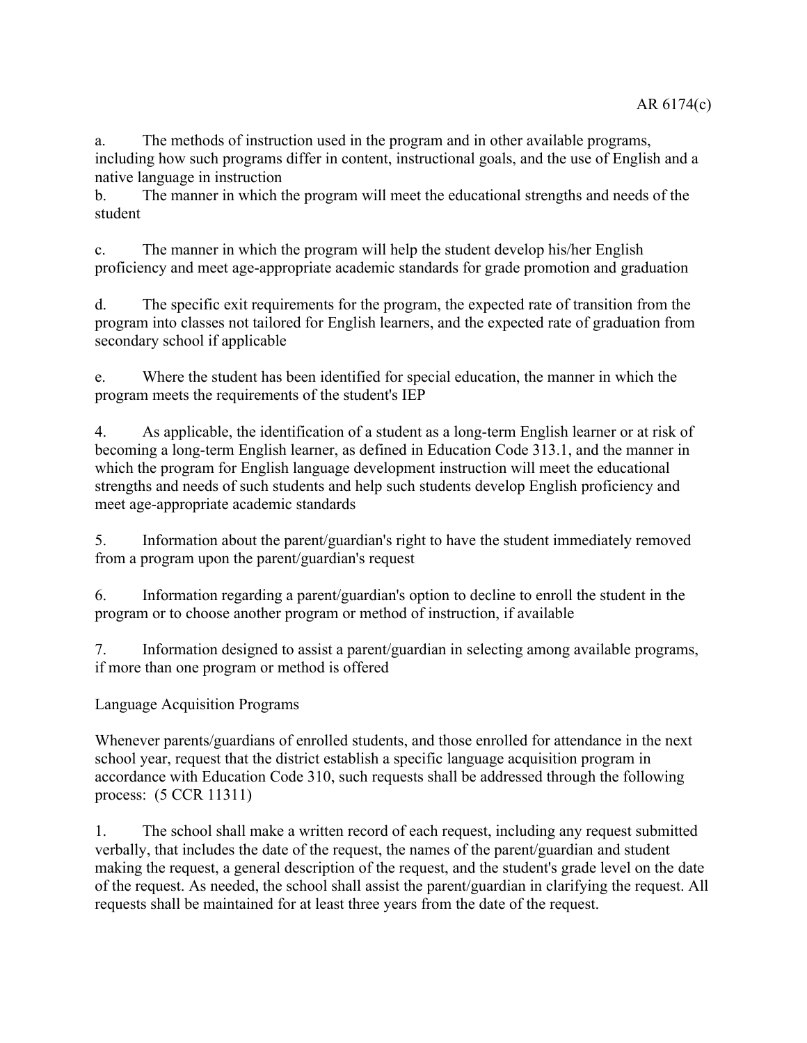a. The methods of instruction used in the program and in other available programs, including how such programs differ in content, instructional goals, and the use of English and a native language in instruction

b. The manner in which the program will meet the educational strengths and needs of the student

c. The manner in which the program will help the student develop his/her English proficiency and meet age-appropriate academic standards for grade promotion and graduation

d. The specific exit requirements for the program, the expected rate of transition from the program into classes not tailored for English learners, and the expected rate of graduation from secondary school if applicable

e. Where the student has been identified for special education, the manner in which the program meets the requirements of the student's IEP

4. As applicable, the identification of a student as a long-term English learner or at risk of becoming a long-term English learner, as defined in Education Code 313.1, and the manner in which the program for English language development instruction will meet the educational strengths and needs of such students and help such students develop English proficiency and meet age-appropriate academic standards

5. Information about the parent/guardian's right to have the student immediately removed from a program upon the parent/guardian's request

6. Information regarding a parent/guardian's option to decline to enroll the student in the program or to choose another program or method of instruction, if available

7. Information designed to assist a parent/guardian in selecting among available programs, if more than one program or method is offered

Language Acquisition Programs

Whenever parents/guardians of enrolled students, and those enrolled for attendance in the next school year, request that the district establish a specific language acquisition program in accordance with Education Code 310, such requests shall be addressed through the following process: (5 CCR 11311)

1. The school shall make a written record of each request, including any request submitted verbally, that includes the date of the request, the names of the parent/guardian and student making the request, a general description of the request, and the student's grade level on the date of the request. As needed, the school shall assist the parent/guardian in clarifying the request. All requests shall be maintained for at least three years from the date of the request.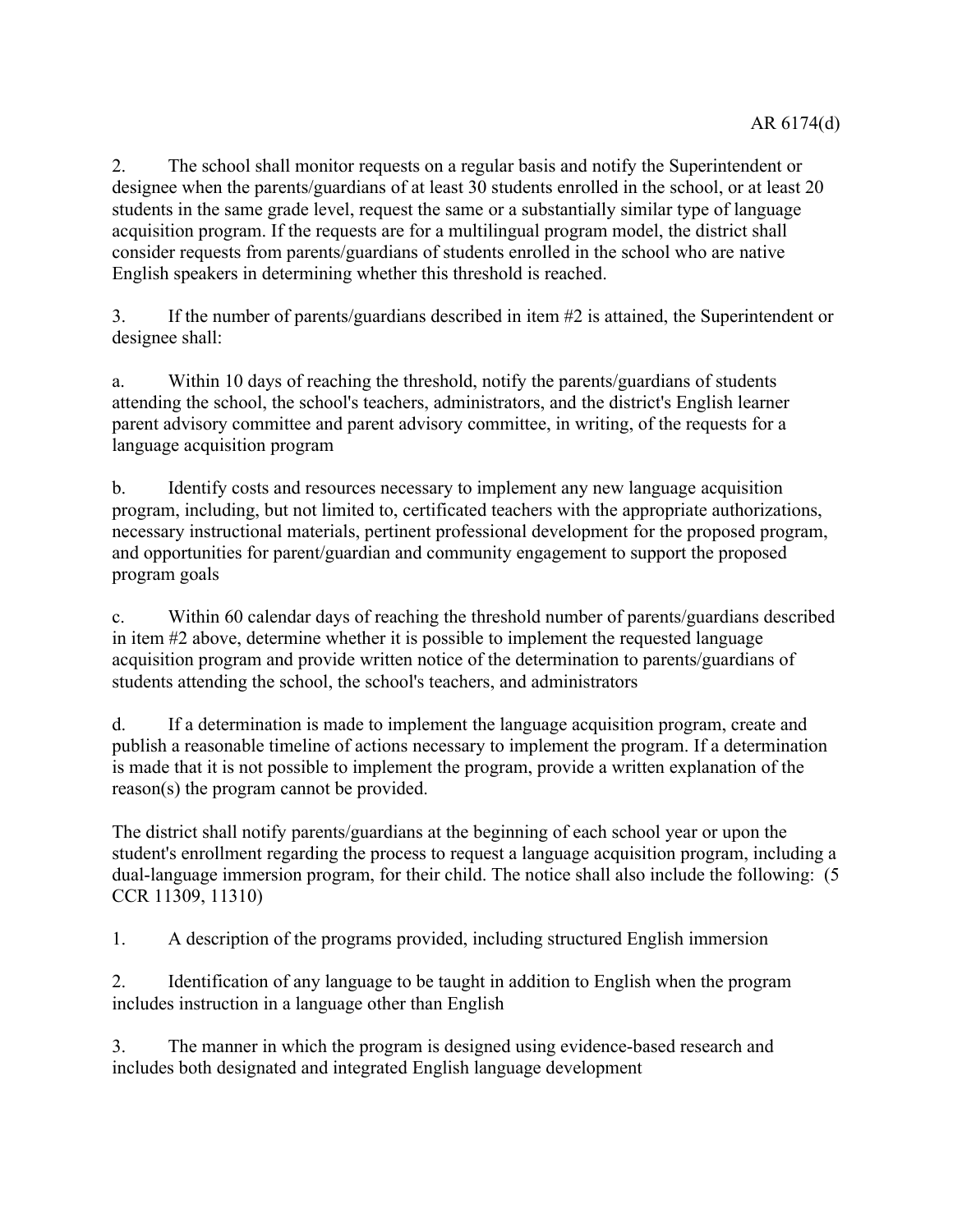2. The school shall monitor requests on a regular basis and notify the Superintendent or designee when the parents/guardians of at least 30 students enrolled in the school, or at least 20 students in the same grade level, request the same or a substantially similar type of language acquisition program. If the requests are for a multilingual program model, the district shall consider requests from parents/guardians of students enrolled in the school who are native English speakers in determining whether this threshold is reached.

3. If the number of parents/guardians described in item #2 is attained, the Superintendent or designee shall:

a. Within 10 days of reaching the threshold, notify the parents/guardians of students attending the school, the school's teachers, administrators, and the district's English learner parent advisory committee and parent advisory committee, in writing, of the requests for a language acquisition program

b. Identify costs and resources necessary to implement any new language acquisition program, including, but not limited to, certificated teachers with the appropriate authorizations, necessary instructional materials, pertinent professional development for the proposed program, and opportunities for parent/guardian and community engagement to support the proposed program goals

c. Within 60 calendar days of reaching the threshold number of parents/guardians described in item #2 above, determine whether it is possible to implement the requested language acquisition program and provide written notice of the determination to parents/guardians of students attending the school, the school's teachers, and administrators

d. If a determination is made to implement the language acquisition program, create and publish a reasonable timeline of actions necessary to implement the program. If a determination is made that it is not possible to implement the program, provide a written explanation of the reason(s) the program cannot be provided.

The district shall notify parents/guardians at the beginning of each school year or upon the student's enrollment regarding the process to request a language acquisition program, including a dual-language immersion program, for their child. The notice shall also include the following: (5 CCR 11309, 11310)

1. A description of the programs provided, including structured English immersion

2. Identification of any language to be taught in addition to English when the program includes instruction in a language other than English

3. The manner in which the program is designed using evidence-based research and includes both designated and integrated English language development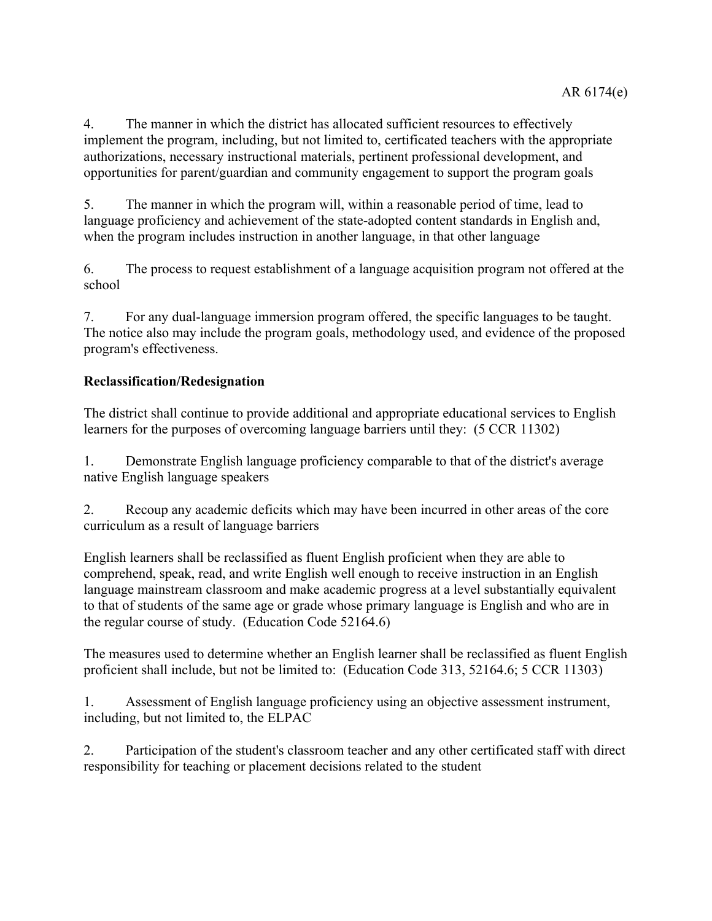4. The manner in which the district has allocated sufficient resources to effectively implement the program, including, but not limited to, certificated teachers with the appropriate authorizations, necessary instructional materials, pertinent professional development, and opportunities for parent/guardian and community engagement to support the program goals

5. The manner in which the program will, within a reasonable period of time, lead to language proficiency and achievement of the state-adopted content standards in English and, when the program includes instruction in another language, in that other language

6. The process to request establishment of a language acquisition program not offered at the school

7. For any dual-language immersion program offered, the specific languages to be taught. The notice also may include the program goals, methodology used, and evidence of the proposed program's effectiveness.

**Reclassification/Redesignation**

The district shall continue to provide additional and appropriate educational services to English learners for the purposes of overcoming language barriers until they: (5 CCR 11302)

1. Demonstrate English language proficiency comparable to that of the district's average native English language speakers

2. Recoup any academic deficits which may have been incurred in other areas of the core curriculum as a result of language barriers

English learners shall be reclassified as fluent English proficient when they are able to comprehend, speak, read, and write English well enough to receive instruction in an English language mainstream classroom and make academic progress at a level substantially equivalent to that of students of the same age or grade whose primary language is English and who are in the regular course of study. (Education Code 52164.6)

The measures used to determine whether an English learner shall be reclassified as fluent English proficient shall include, but not be limited to: (Education Code 313, 52164.6; 5 CCR 11303)

1. Assessment of English language proficiency using an objective assessment instrument, including, but not limited to, the ELPAC

2. Participation of the student's classroom teacher and any other certificated staff with direct responsibility for teaching or placement decisions related to the student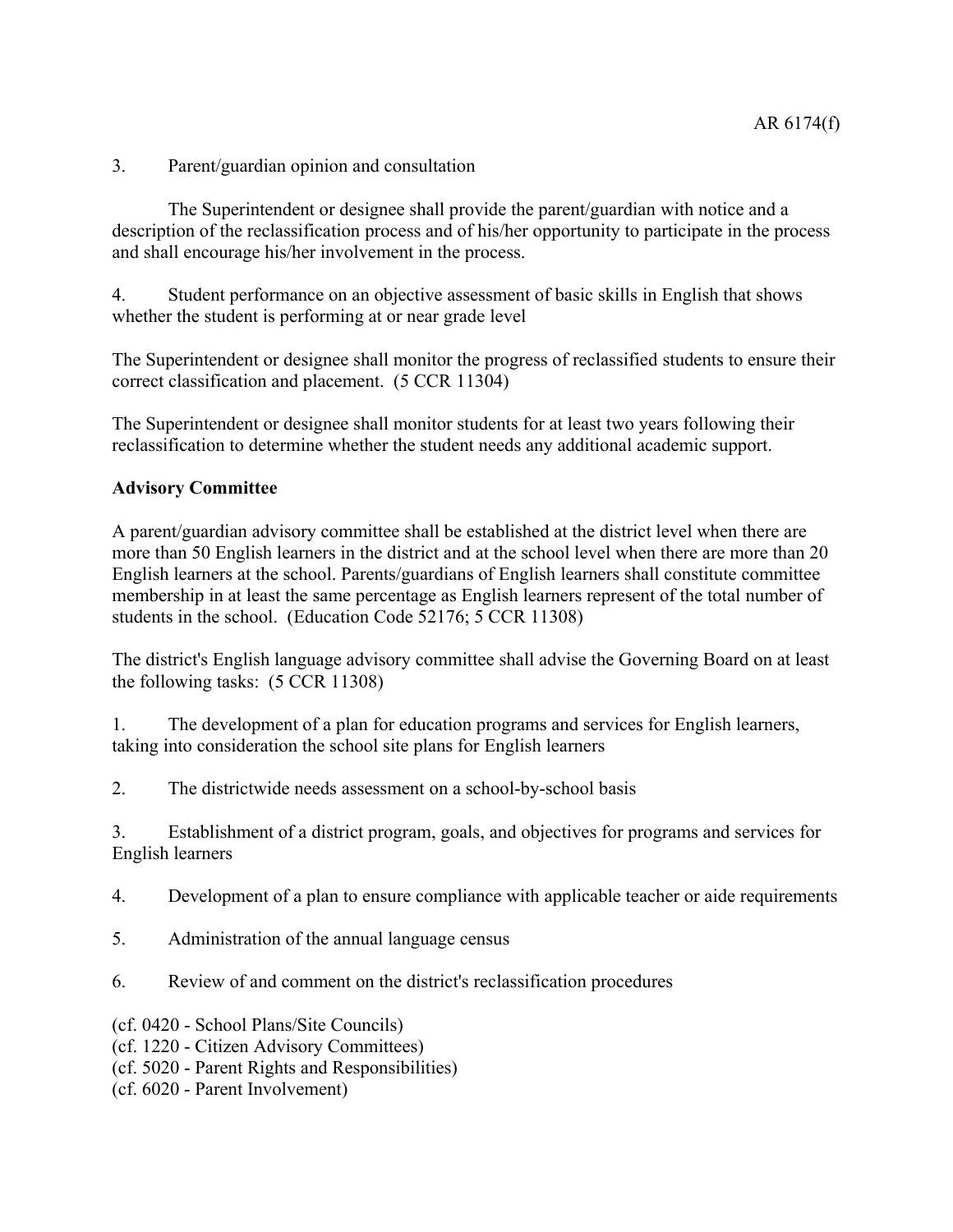3. Parent/guardian opinion and consultation

   The Superintendent or designee shall provide the parent/guardian with notice and a description of the reclassification process and of his/her opportunity to participate in the process and shall encourage his/her involvement in the process.

4. Student performance on an objective assessment of basic skills in English that shows whether the student is performing at or near grade level

The Superintendent or designee shall monitor the progress of reclassified students to ensure their correct classification and placement. (5 CCR 11304)

The Superintendent or designee shall monitor students for at least two years following their reclassification to determine whether the student needs any additional academic support.

**Advisory Committee**

A parent/guardian advisory committee shall be established at the district level when there are more than 50 English learners in the district and at the school level when there are more than 20 English learners at the school. Parents/guardians of English learners shall constitute committee membership in at least the same percentage as English learners represent of the total number of students in the school. (Education Code 52176; 5 CCR 11308)

The district's English language advisory committee shall advise the Governing Board on at least the following tasks: (5 CCR 11308)

1. The development of a plan for education programs and services for English learners, taking into consideration the school site plans for English learners

2. The districtwide needs assessment on a school-by-school basis

3. Establishment of a district program, goals, and objectives for programs and services for English learners

4. Development of a plan to ensure compliance with applicable teacher or aide requirements

5. Administration of the annual language census

6. Review of and comment on the district's reclassification procedures

(cf. 0420 - School Plans/Site Councils)
(cf. 1220 - Citizen Advisory Committees)
(cf. 5020 - Parent Rights and Responsibilities)
(cf. 6020 - Parent Involvement)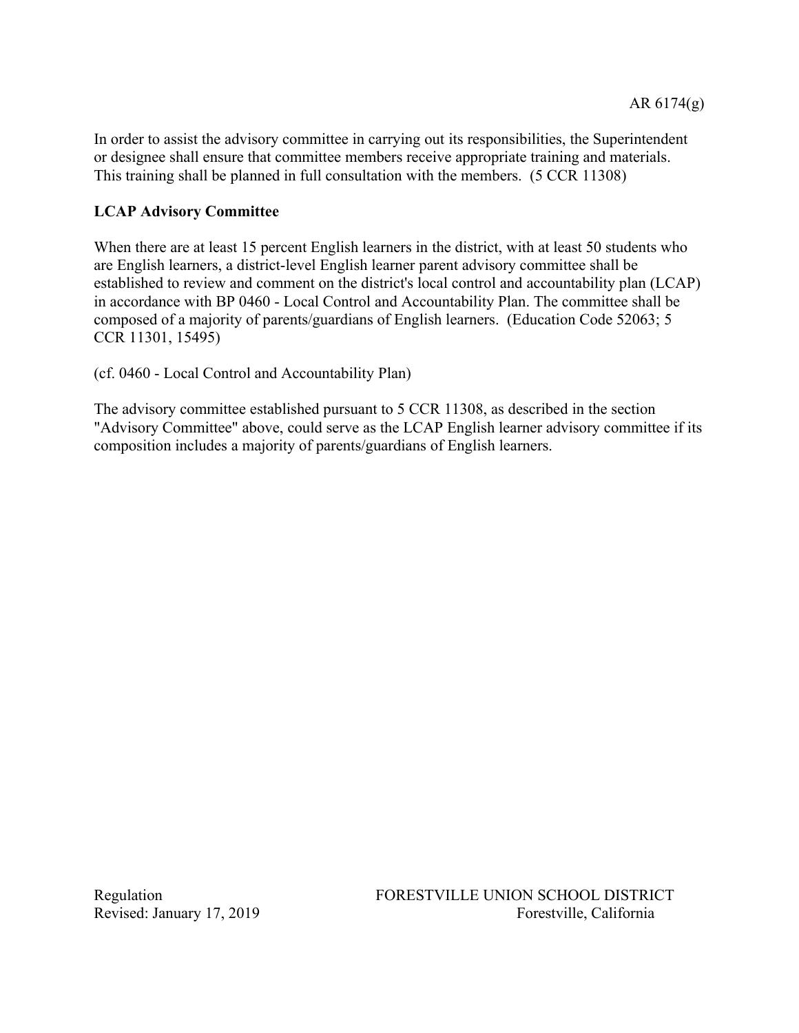In order to assist the advisory committee in carrying out its responsibilities, the Superintendent or designee shall ensure that committee members receive appropriate training and materials. This training shall be planned in full consultation with the members. (5 CCR 11308)

**LCAP Advisory Committee**

When there are at least 15 percent English learners in the district, with at least 50 students who are English learners, a district-level English learner parent advisory committee shall be established to review and comment on the district's local control and accountability plan (LCAP) in accordance with BP 0460 - Local Control and Accountability Plan. The committee shall be composed of a majority of parents/guardians of English learners. (Education Code 52063; 5 CCR 11301, 15495)

(cf. 0460 - Local Control and Accountability Plan)

The advisory committee established pursuant to 5 CCR 11308, as described in the section "Advisory Committee" above, could serve as the LCAP English learner advisory committee if its composition includes a majority of parents/guardians of English learners.

Regulation
Revised: January 17, 2019

FORESTVILLE UNION SCHOOL DISTRICT
Forestville, California